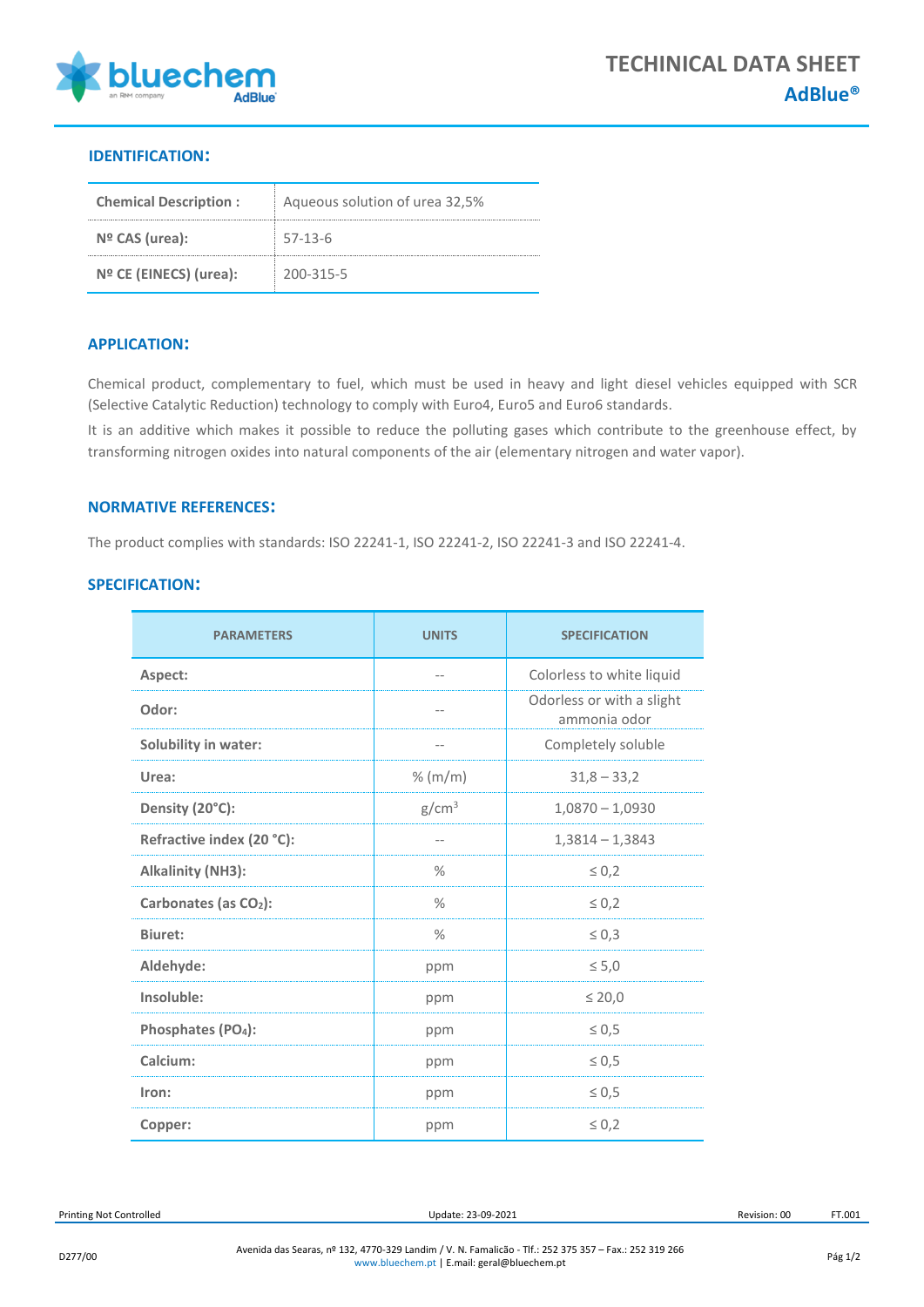# TECHINICAL DATA SHEET
## AdBlue®

### IDENTIFICATION:

| Chemical Description : | Aqueous solution of urea 32,5% |
|---|---|
| Nº CAS (urea): | 57-13-6 |
| Nº CE (EINECS) (urea): | 200-315-5 |

### APPLICATION:

Chemical product, complementary to fuel, which must be used in heavy and light diesel vehicles equipped with SCR (Selective Catalytic Reduction) technology to comply with Euro4, Euro5 and Euro6 standards.

It is an additive which makes it possible to reduce the polluting gases which contribute to the greenhouse effect, by transforming nitrogen oxides into natural components of the air (elementary nitrogen and water vapor).

### NORMATIVE REFERENCES:

The product complies with standards: ISO 22241-1, ISO 22241-2, ISO 22241-3 and ISO 22241-4.

### SPECIFICATION:

| PARAMETERS | UNITS | SPECIFICATION |
|---|---|---|
| **Aspect:** | -- | Colorless to white liquid |
| **Odor:** | -- | Odorless or with a slight ammonia odor |
| **Solubility in water:** | -- | Completely soluble |
| **Urea:** | % (m/m) | 31,8 – 33,2 |
| **Density (20°C):** | g/cm$^3$ | 1,0870 – 1,0930 |
| **Refractive index (20 °C):** | -- | 1,3814 – 1,3843 |
| **Alkalinity (NH3):** | % | ≤ 0,2 |
| **Carbonates (as $CO_2$):** | % | ≤ 0,2 |
| **Biuret:** | % | ≤ 0,3 |
| **Aldehyde:** | ppm | ≤ 5,0 |
| **Insoluble:** | ppm | ≤ 20,0 |
| **Phosphates ($PO_4$):** | ppm | ≤ 0,5 |
| **Calcium:** | ppm | ≤ 0,5 |
| **Iron:** | ppm | ≤ 0,5 |
| **Copper:** | ppm | ≤ 0,2 |

Printing Not Controlled | Update: 23-09-2021 | Revision: 00 | FT.001

D277/00

Avenida das Searas, nº 132, 4770-329 Landim / V. N. Famalicão - Tlf.: 252 375 357 – Fax.: 252 319 266
www.bluechem.pt | E.mail: geral@bluechem.pt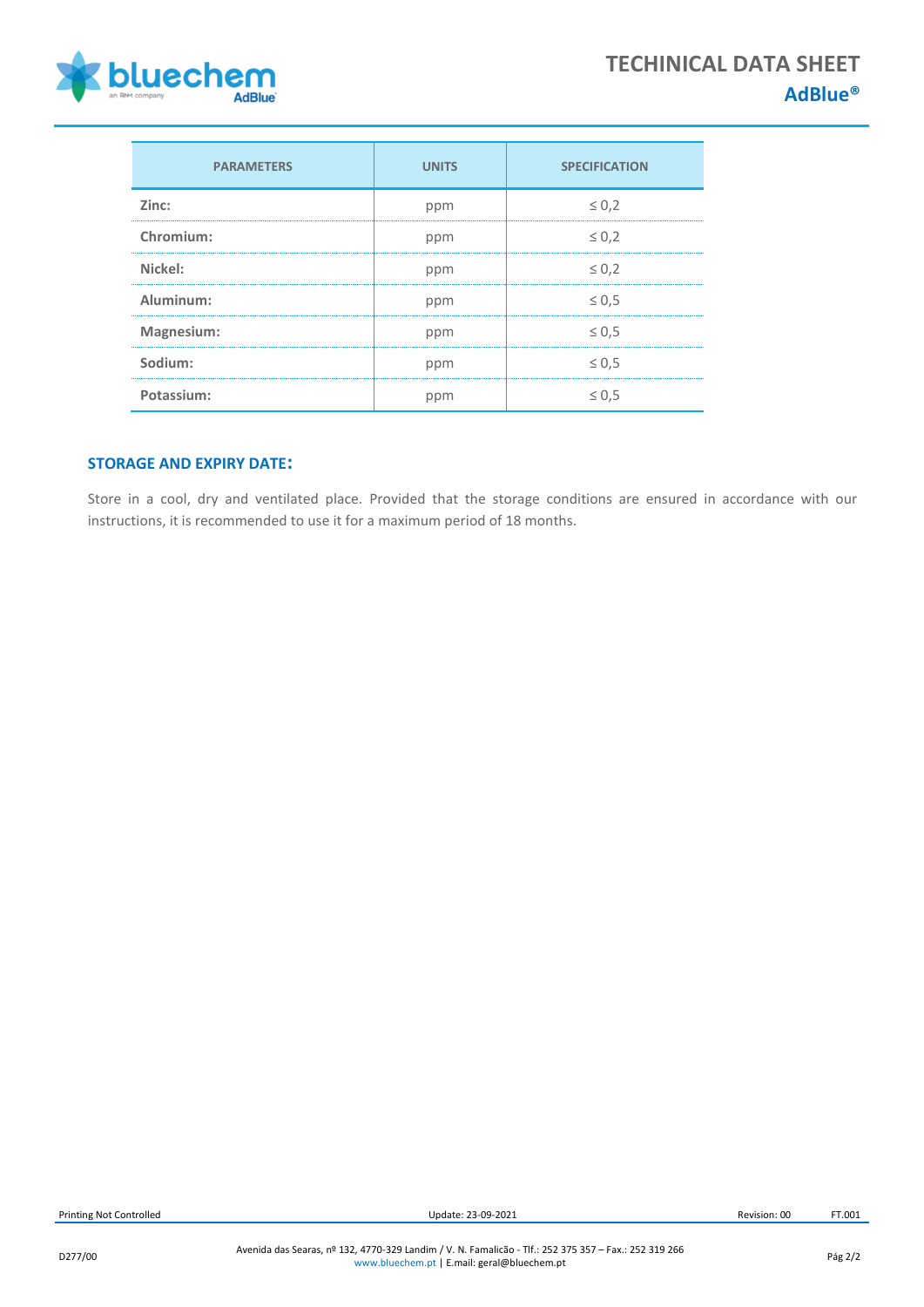| PARAMETERS | UNITS | SPECIFICATION |
|---|---|---|
| **Zinc:** | ppm | ≤ 0,2 |
| **Chromium:** | ppm | ≤ 0,2 |
| **Nickel:** | ppm | ≤ 0,2 |
| **Aluminum:** | ppm | ≤ 0,5 |
| **Magnesium:** | ppm | ≤ 0,5 |
| **Sodium:** | ppm | ≤ 0,5 |
| **Potassium:** | ppm | ≤ 0,5 |

## STORAGE AND EXPIRY DATE:

Store in a cool, dry and ventilated place. Provided that the storage conditions are ensured in accordance with our instructions, it is recommended to use it for a maximum period of 18 months.